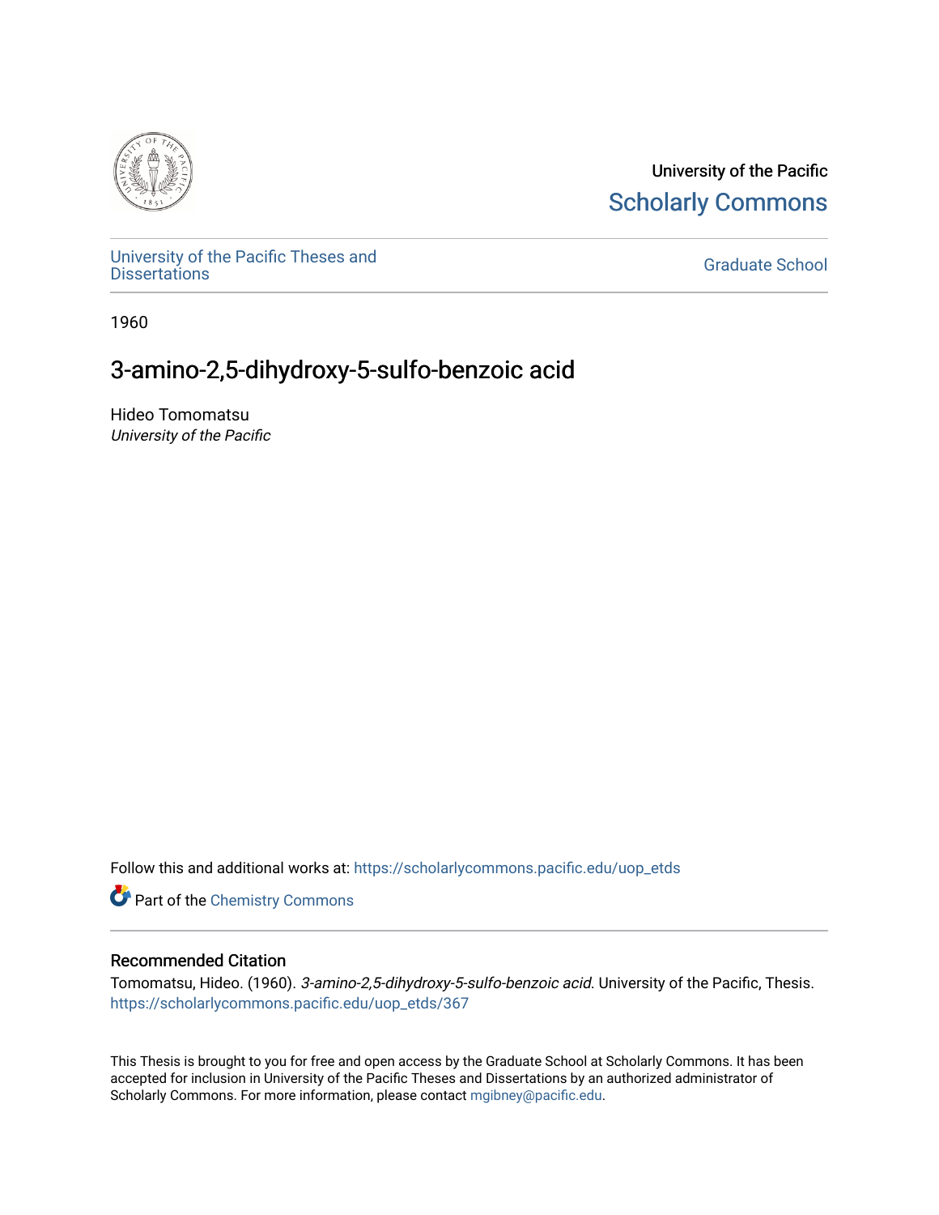University of the Pacific
Scholarly Commons

University of the Pacific Theses and Dissertations

Graduate School

1960

# 3-amino-2,5-dihydroxy-5-sulfo-benzoic acid

Hideo Tomomatsu
*University of the Pacific*

Follow this and additional works at: https://scholarlycommons.pacific.edu/uop_etds

Part of the Chemistry Commons

## Recommended Citation

Tomomatsu, Hideo. (1960). *3-amino-2,5-dihydroxy-5-sulfo-benzoic acid*. University of the Pacific, Thesis. https://scholarlycommons.pacific.edu/uop_etds/367

This Thesis is brought to you for free and open access by the Graduate School at Scholarly Commons. It has been accepted for inclusion in University of the Pacific Theses and Dissertations by an authorized administrator of Scholarly Commons. For more information, please contact mgibney@pacific.edu.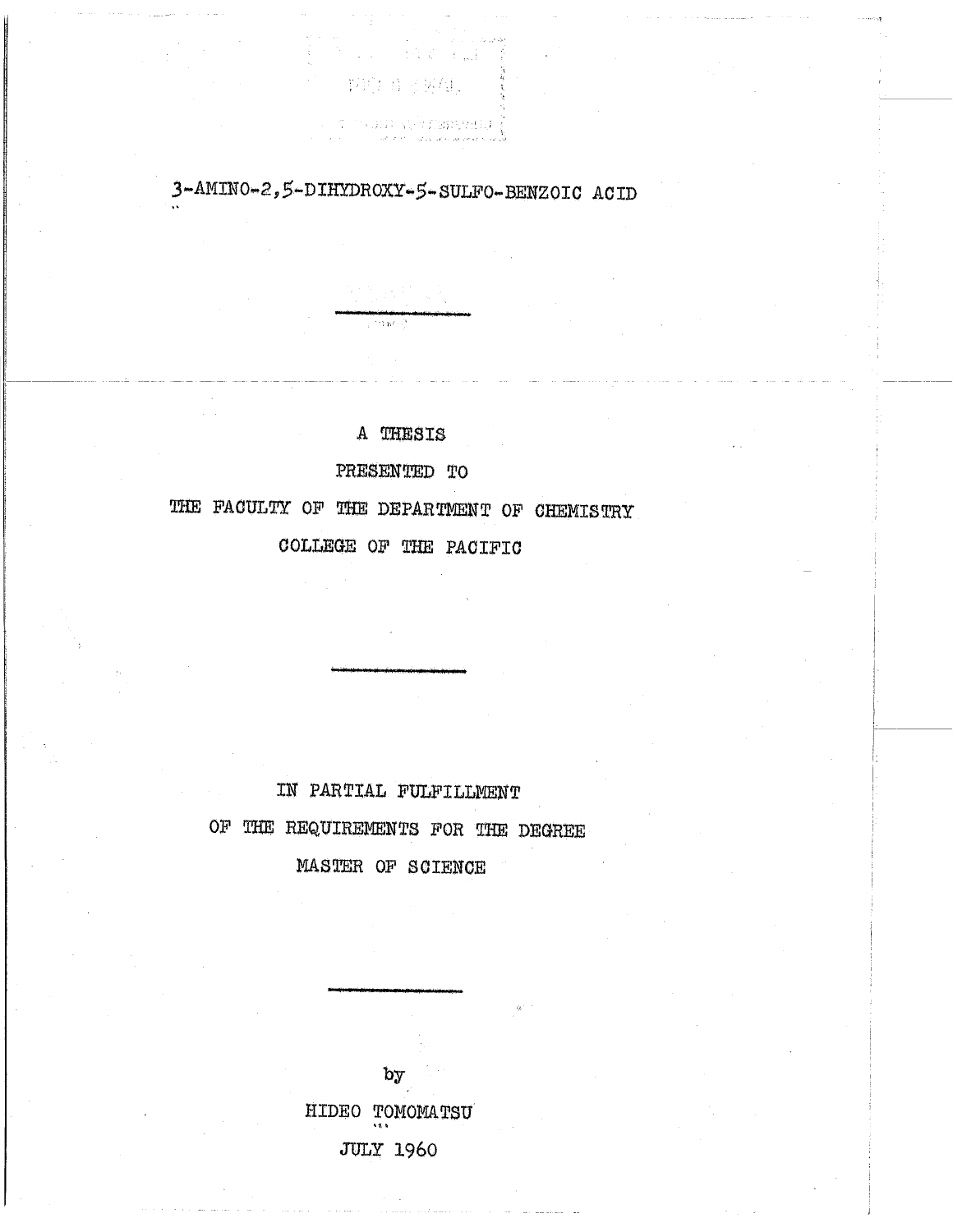# 3-AMINO-2,5-DIHYDROXY-5-SULFO-BENZOIC ACID

A THESIS

PRESENTED TO

THE FACULTY OF THE DEPARTMENT OF CHEMISTRY

COLLEGE OF THE PACIFIC

IN PARTIAL FULFILLMENT

OF THE REQUIREMENTS FOR THE DEGREE

MASTER OF SCIENCE

by

HIDEO TOMOMATSU

JULY 1960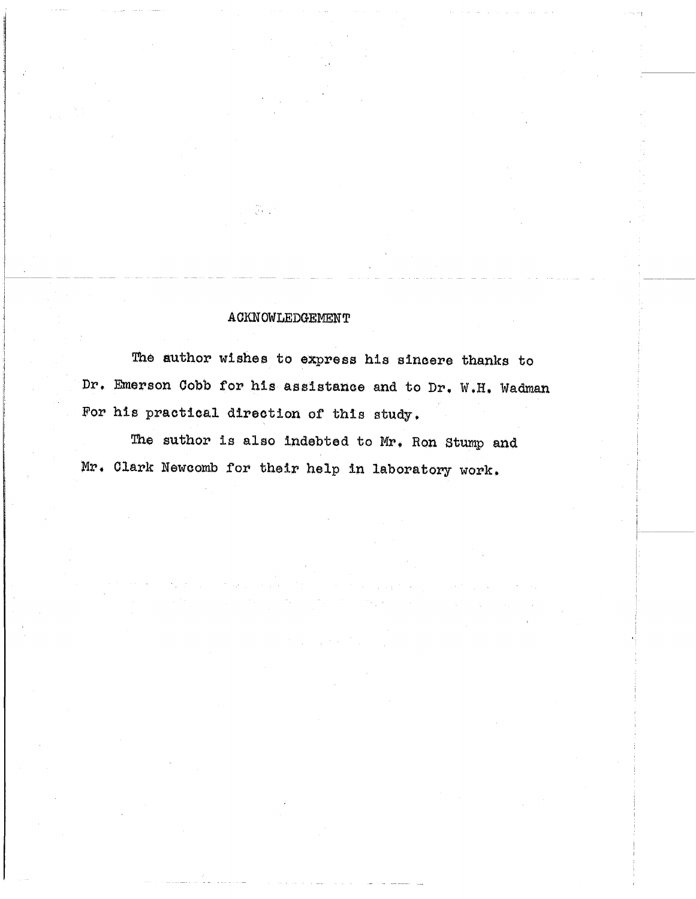## ACKNOWLEDGEMENT

The author wishes to express his sincere thanks to Dr. Emerson Cobb for his assistance and to Dr. W.H. Wadman For his practical direction of this study.

The suthor is also indebted to Mr. Ron Stump and Mr. Clark Newcomb for their help in laboratory work.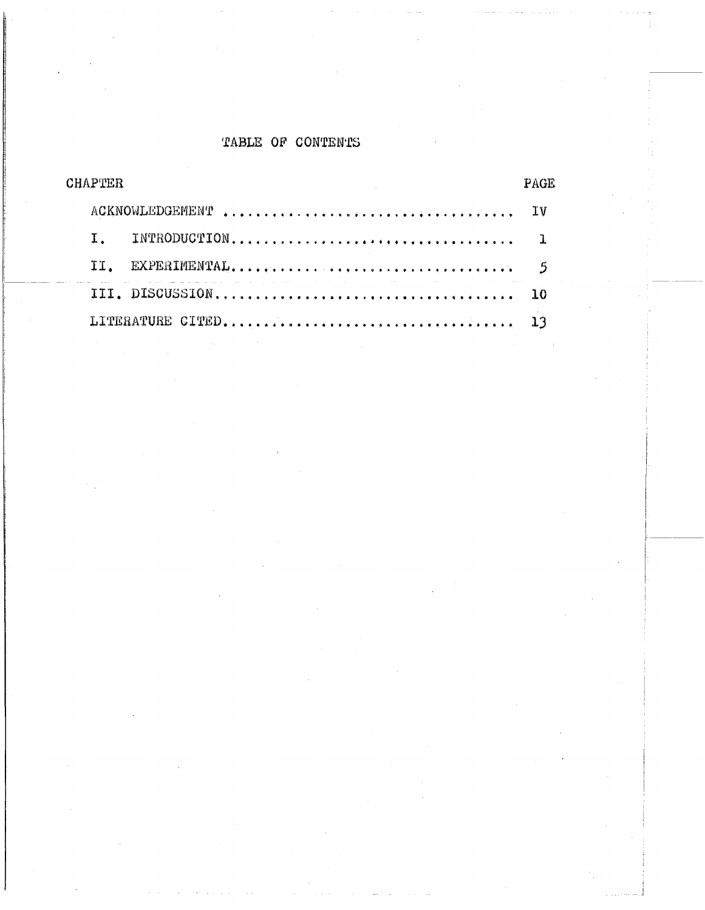# TABLE OF CONTENTS

| CHAPTER | | PAGE |
|---|---|---|
| | ACKNOWLEDGEMENT | IV |
| I. | INTRODUCTION | 1 |
| II. | EXPERIMENTAL | 5 |
| III. | DISCUSSION | 10 |
| | LITERATURE CITED | 13 |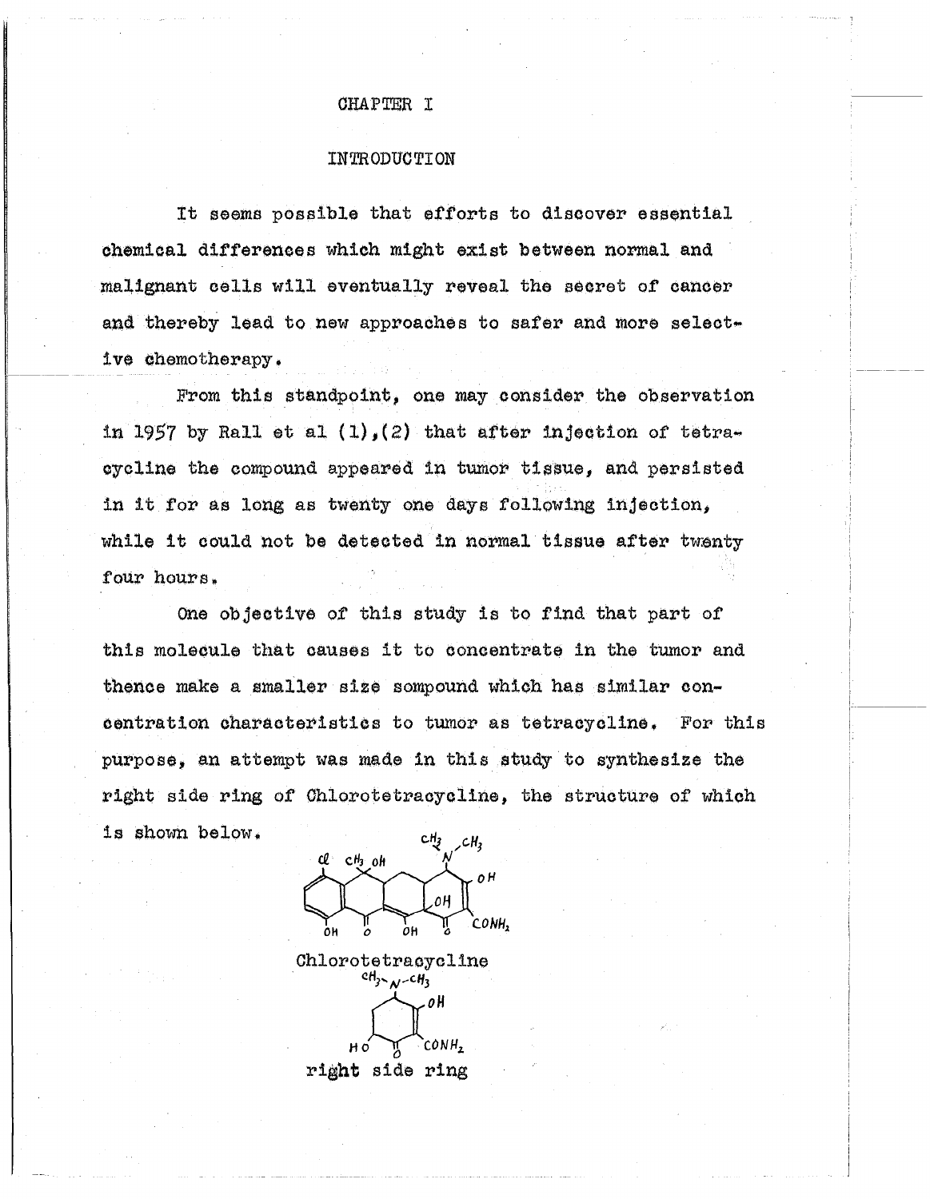# CHAPTER I

## INTRODUCTION

It seems possible that efforts to discover essential chemical differences which might exist between normal and malignant cells will eventually reveal the secret of cancer and thereby lead to new approaches to safer and more selective chemotherapy.

From this standpoint, one may consider the observation in 1957 by Rall et al (1),(2) that after injection of tetracycline the compound appeared in tumor tissue, and persisted in it for as long as twenty one days following injection, while it could not be detected in normal tissue after twenty four hours.

One objective of this study is to find that part of this molecule that causes it to concentrate in the tumor and thence make a smaller size sompound which has similar concentration characteristics to tumor as tetracycline. For this purpose, an attempt was made in this study to synthesize the right side ring of Chlorotetracycline, the structure of which is shown below.

Chlorotetracycline

right side ring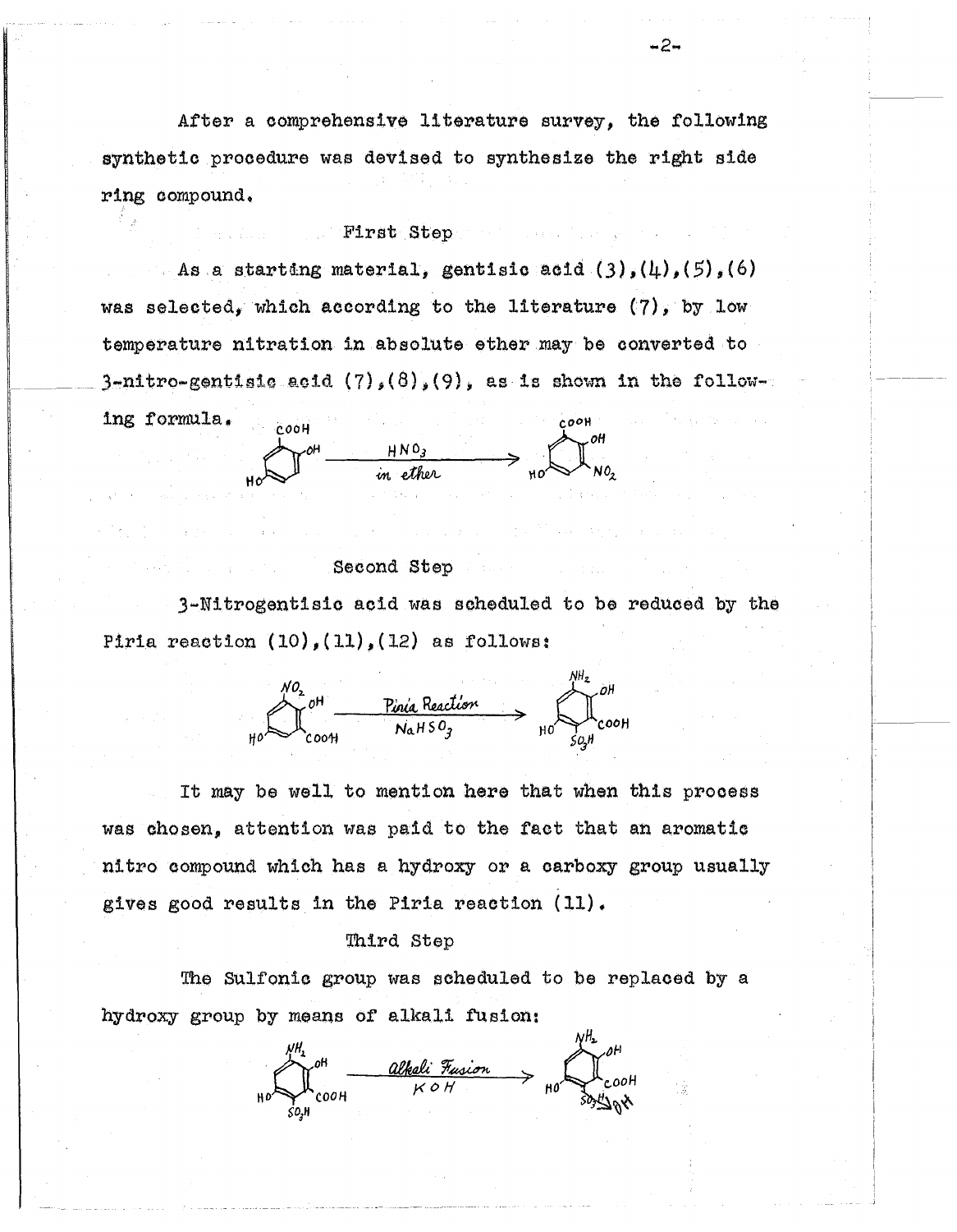After a comprehensive literature survey, the following synthetic procedure was devised to synthesize the right side ring compound.

### First Step

As a starting material, gentisic acid (3),(4),(5),(6) was selected, which according to the literature (7), by low temperature nitration in absolute ether may be converted to 3-nitro-gentisic acid (7),(8),(9), as is shown in the following formula.

$$\text{gentisic acid} \xrightarrow[\text{in ether}]{HNO_3} \text{3-nitrogentisic acid}$$

### Second Step

3-Nitrogentisic acid was scheduled to be reduced by the Piria reaction (10),(11),(12) as follows:

$$\text{3-nitrogentisic acid} \xrightarrow[NaHSO_3]{\text{Piria Reaction}} \text{amino-sulfonic acid derivative } (NH_2, SO_3H)$$

It may be well to mention here that when this process was chosen, attention was paid to the fact that an aromatic nitro compound which has a hydroxy or a carboxy group usually gives good results in the Piria reaction (11).

### Third Step

The Sulfonic group was scheduled to be replaced by a hydroxy group by means of alkali fusion:

$$\text{amino-sulfonic acid derivative} \xrightarrow[KOH]{\text{Alkali Fusion}} \text{product } (SO_3H \rightarrow OH)$$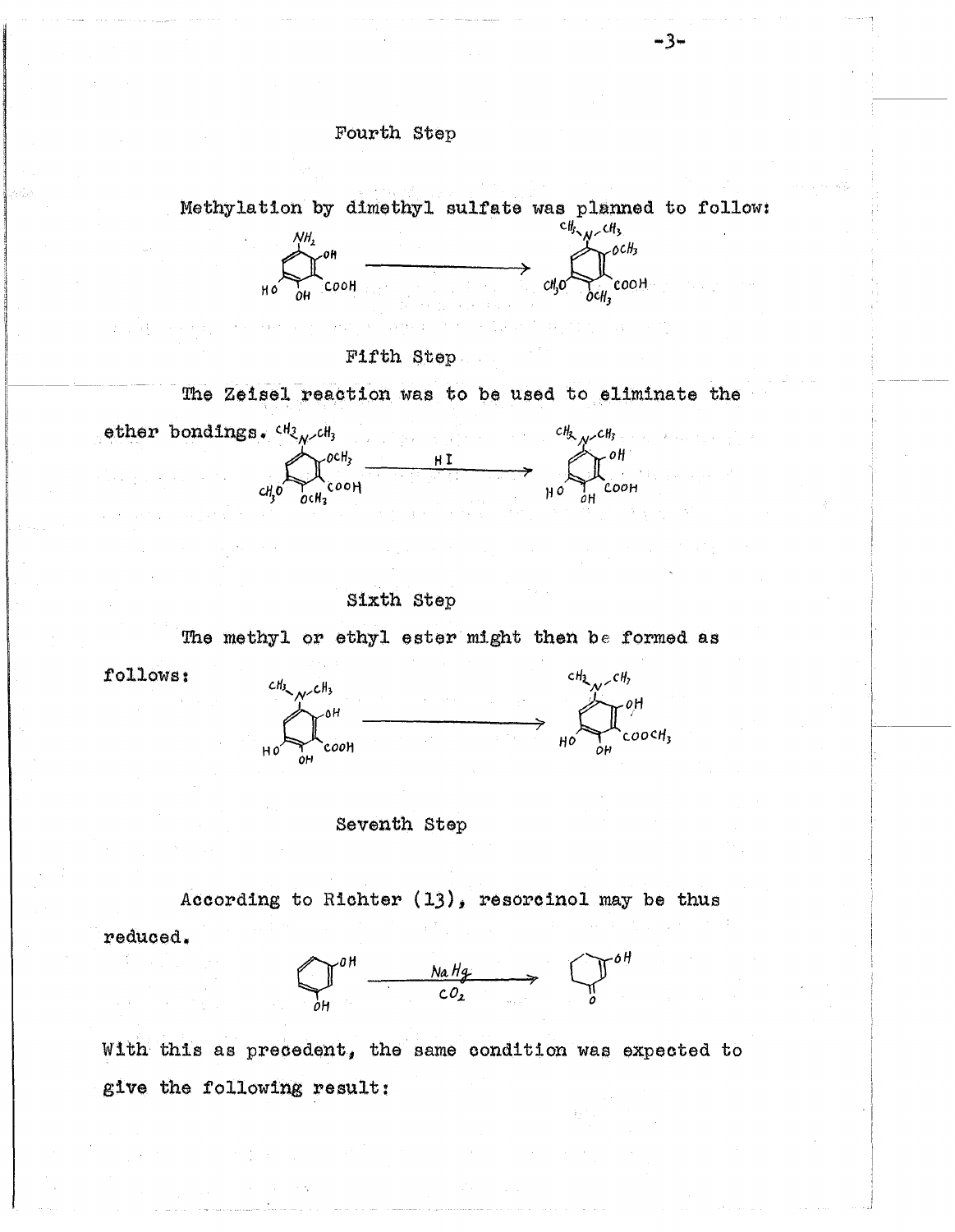### Fourth Step

Methylation by dimethyl sulfate was planned to follow:

### Fifth Step

The Zeisel reaction was to be used to eliminate the ether bondings.

$$\xrightarrow{HI}$$

### Sixth Step

The methyl or ethyl ester might then be formed as follows:

### Seventh Step

According to Richter (13), resorcinol may be thus reduced.

$$\xrightarrow[CO_2]{NaHg}$$

With this as precedent, the same condition was expected to give the following result: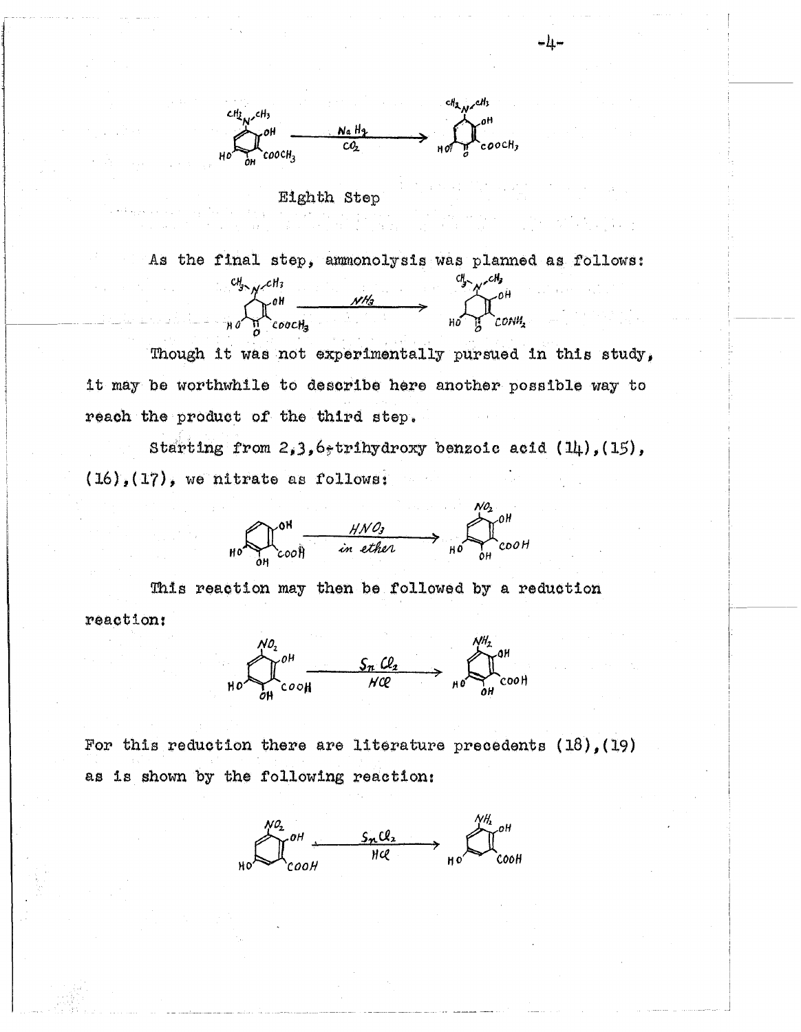Eighth Step

As the final step, ammonolysis was planned as follows:

Though it was not experimentally pursued in this study, it may be worthwhile to describe here another possible way to reach the product of the third step.

Starting from 2,3,6-trihydroxy benzoic acid (14),(15),(16),(17), we nitrate as follows:

$$\xrightarrow[\text{in ether}]{HNO_3}$$

This reaction may then be followed by a reduction reaction:

$$\xrightarrow[HCl]{SnCl_2}$$

For this reduction there are literature precedents (18),(19) as is shown by the following reaction:

$$\xrightarrow[HCl]{SnCl_2}$$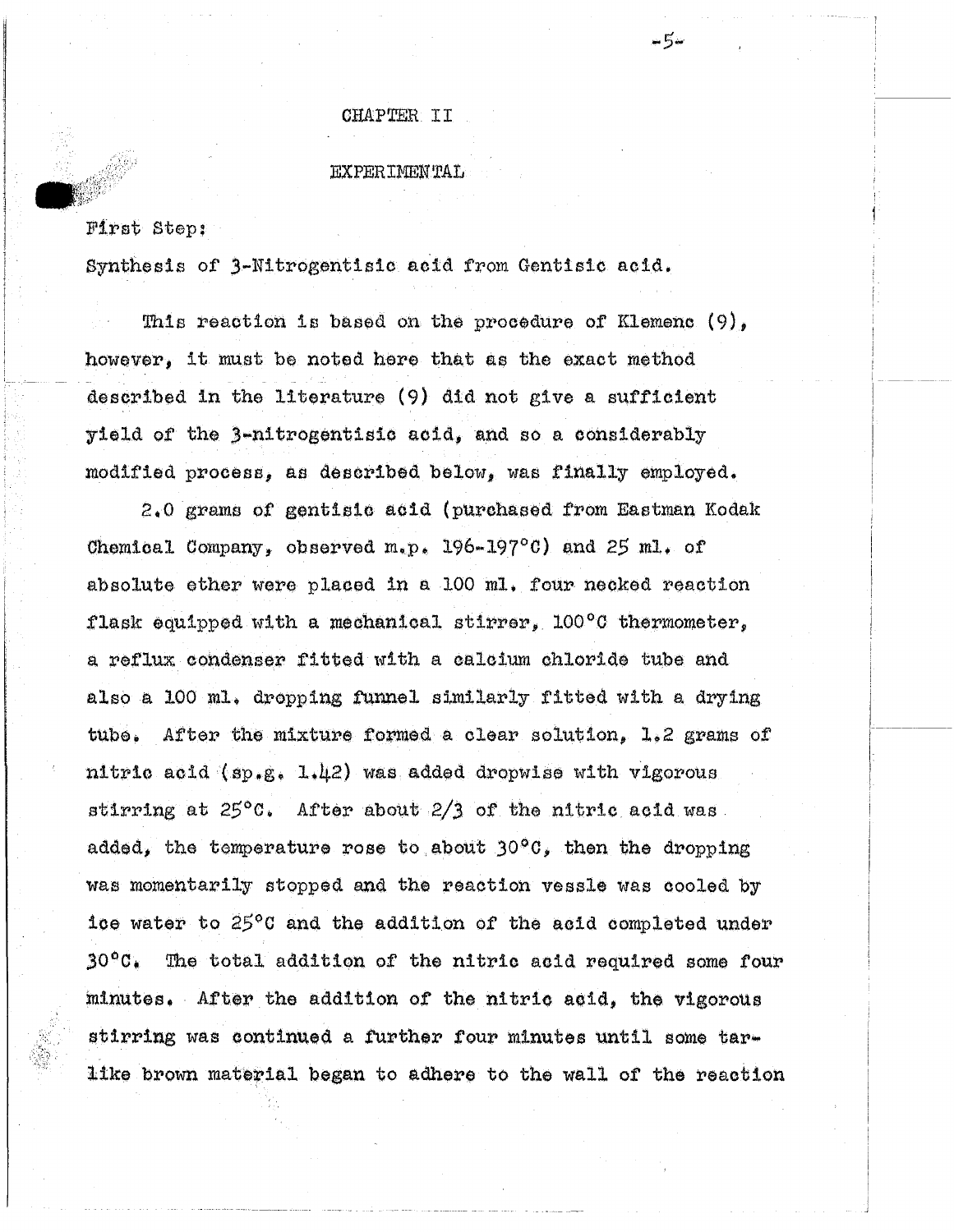# CHAPTER II

## EXPERIMENTAL

First Step:

Synthesis of 3-Nitrogentisic acid from Gentisic acid.

This reaction is based on the procedure of Klemenc (9), however, it must be noted here that as the exact method described in the literature (9) did not give a sufficient yield of the 3-nitrogentisic acid, and so a considerably modified process, as described below, was finally employed.

2.0 grams of gentisic acid (purchased from Eastman Kodak Chemical Company, observed m.p. 196-197°C) and 25 ml. of absolute ether were placed in a 100 ml. four necked reaction flask equipped with a mechanical stirrer, 100°C thermometer, a reflux condenser fitted with a calcium chloride tube and also a 100 ml. dropping funnel similarly fitted with a drying tube. After the mixture formed a clear solution, 1.2 grams of nitric acid (sp.g. 1.42) was added dropwise with vigorous stirring at 25°C. After about 2/3 of the nitric acid was added, the temperature rose to about 30°C, then the dropping was momentarily stopped and the reaction vessel was cooled by ice water to 25°C and the addition of the acid completed under 30°C. The total addition of the nitric acid required some four minutes. After the addition of the nitric acid, the vigorous stirring was continued a further four minutes until some tar-like brown material began to adhere to the wall of the reaction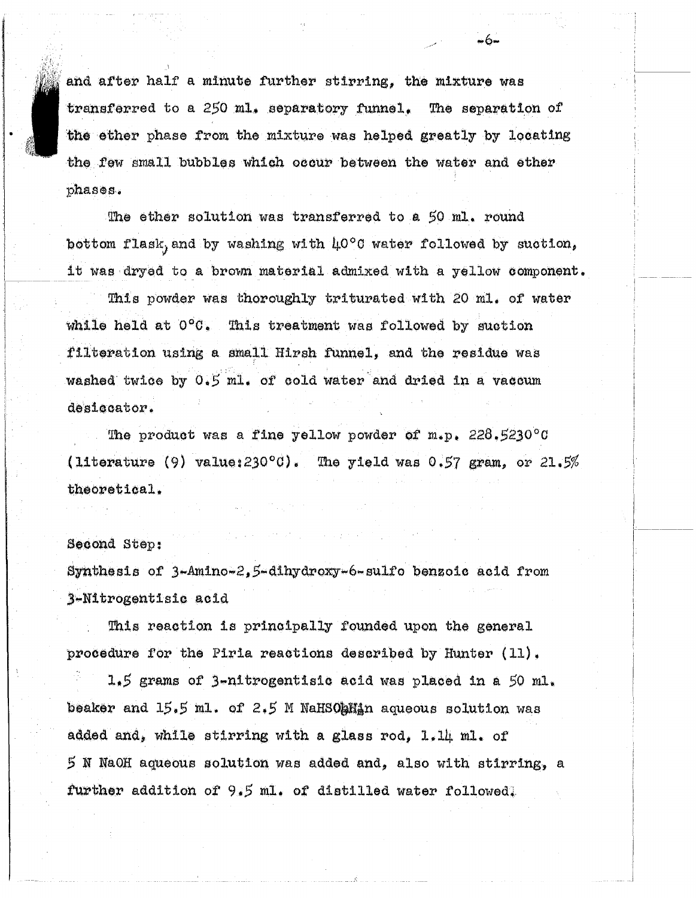and after half a minute further stirring, the mixture was transferred to a 250 ml. separatory funnel. The separation of the ether phase from the mixture was helped greatly by locating the few small bubbles which occur between the water and ether phases.

The ether solution was transferred to a 50 ml. round bottom flask, and by washing with 40°C water followed by suction, it was dryed to a brown material admixed with a yellow component.

This powder was thoroughly triturated with 20 ml. of water while held at 0°C. This treatment was followed by suction filteration using a small Hirsh funnel, and the residue was washed twice by 0.5 ml. of cold water and dried in a vaccum desiccator.

The product was a fine yellow powder of m.p. 228.5230°C (literature (9) value: 230°C). The yield was 0.57 gram, or 21.5% theoretical.

Second Step:

Synthesis of 3-Amino-2,5-dihydroxy-6-sulfo benzoic acid from 3-Nitrogentisic acid

This reaction is principally founded upon the general procedure for the Piria reactions described by Hunter (11).

1.5 grams of 3-nitrogentisic acid was placed in a 50 ml. beaker and 15.5 ml. of 2.5 M $NaHSO_3$ in aqueous solution was added and, while stirring with a glass rod, 1.14 ml. of 5 N NaOH aqueous solution was added and, also with stirring, a further addition of 9.5 ml. of distilled water followed.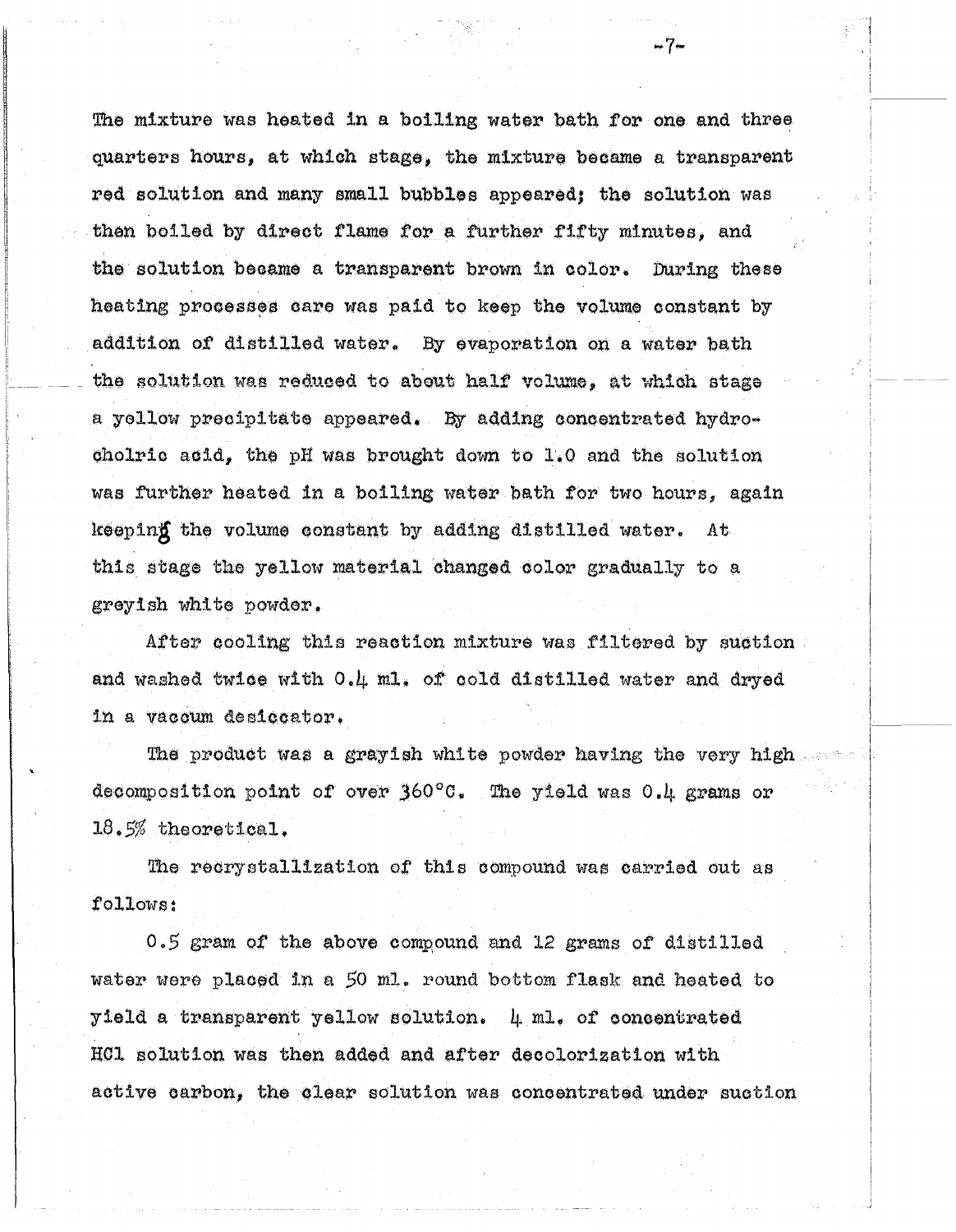The mixture was heated in a boiling water bath for one and three quarters hours, at which stage, the mixture became a transparent red solution and many small bubbles appeared; the solution was then boiled by direct flame for a further fifty minutes, and the solution became a transparent brown in color. During these heating processes care was paid to keep the volume constant by addition of distilled water. By evaporation on a water bath the solution was reduced to about half volume, at which stage a yellow precipitate appeared. By adding concentrated hydrocholric acid, the pH was brought down to 1.0 and the solution was further heated in a boiling water bath for two hours, again keeping the volume constant by adding distilled water. At this stage the yellow material changed color gradually to a greyish white powder.

After cooling this reaction mixture was filtered by suction and washed twice with 0.4 ml. of cold distilled water and dryed in a vaccum desiccator.

The product was a grayish white powder having the very high decomposition point of over 360°C. The yield was 0.4 grams or 18.5% theoretical.

The recrystallization of this compound was carried out as follows:

0.5 gram of the above compound and 12 grams of distilled water were placed in a 50 ml. round bottom flask and heated to yield a transparent yellow solution. 4 ml. of concentrated HCl solution was then added and after decolorization with active carbon, the clear solution was concentrated under suction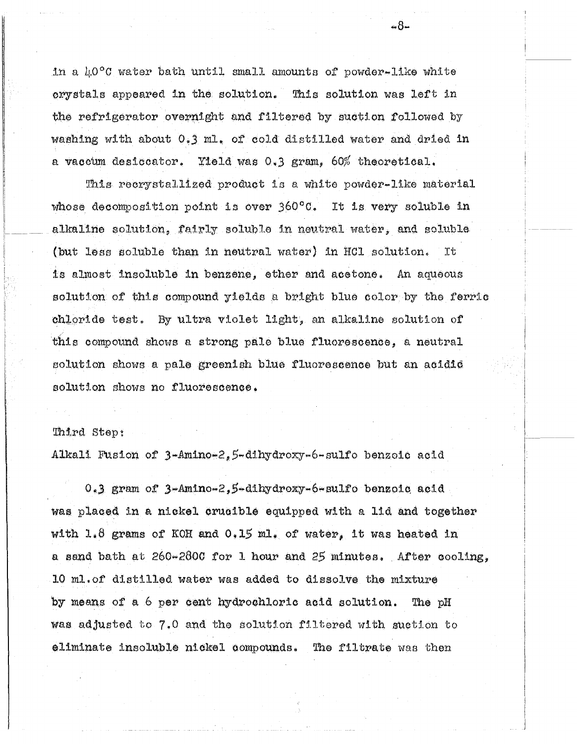in a 40°C water bath until small amounts of powder-like white crystals appeared in the solution. This solution was left in the refrigerator overnight and filtered by suction followed by washing with about 0.3 ml. of cold distilled water and dried in a vaccum desiccator. Yield was 0.3 gram, 60% theoretical.

This recrystallized product is a white powder-like material whose decomposition point is over 360°C. It is very soluble in alkaline solution, fairly soluble in neutral water, and soluble (but less soluble than in neutral water) in HCl solution. It is almost insoluble in benzene, ether and acetone. An aqueous solution of this compound yields a bright blue color by the ferric chloride test. By ultra violet light, an alkaline solution of this compound shows a strong pale blue fluorescence, a neutral solution shows a pale greenish blue fluorescence but an acidic solution shows no fluorescence.

Third Step:

Alkali Fusion of 3-Amino-2,5-dihydroxy-6-sulfo benzoic acid

0.3 gram of 3-Amino-2,5-dihydroxy-6-sulfo benzoic acid was placed in a nickel crucible equipped with a lid and together with 1.8 grams of KOH and 0.15 ml. of water, it was heated in a sand bath at 260-280C for 1 hour and 25 minutes. After cooling, 10 ml. of distilled water was added to dissolve the mixture by means of a 6 per cent hydrochloric acid solution. The pH was adjusted to 7.0 and the solution filtered with suction to eliminate insoluble nickel compounds. The filtrate was then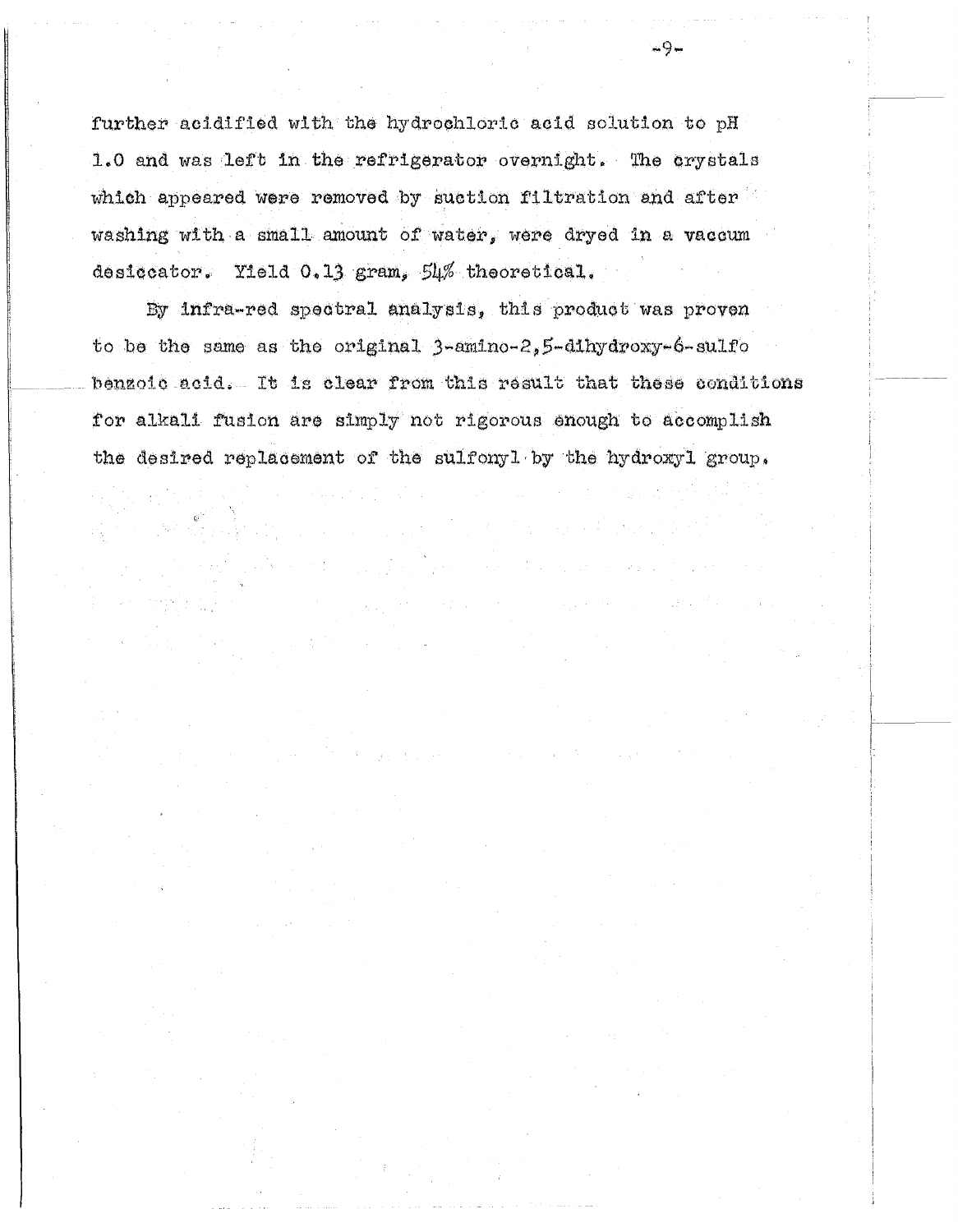further acidified with the hydrochloric acid solution to pH 1.0 and was left in the refrigerator overnight. The crystals which appeared were removed by suction filtration and after washing with a small amount of water, were dryed in a vaccum desiccator. Yield 0.13 gram, 54% theoretical.

By infra-red spectral analysis, this product was proven to be the same as the original 3-amino-2,5-dihydroxy-6-sulfo benzoic acid. It is clear from this result that these conditions for alkali fusion are simply not rigorous enough to accomplish the desired replacement of the sulfonyl by the hydroxyl group.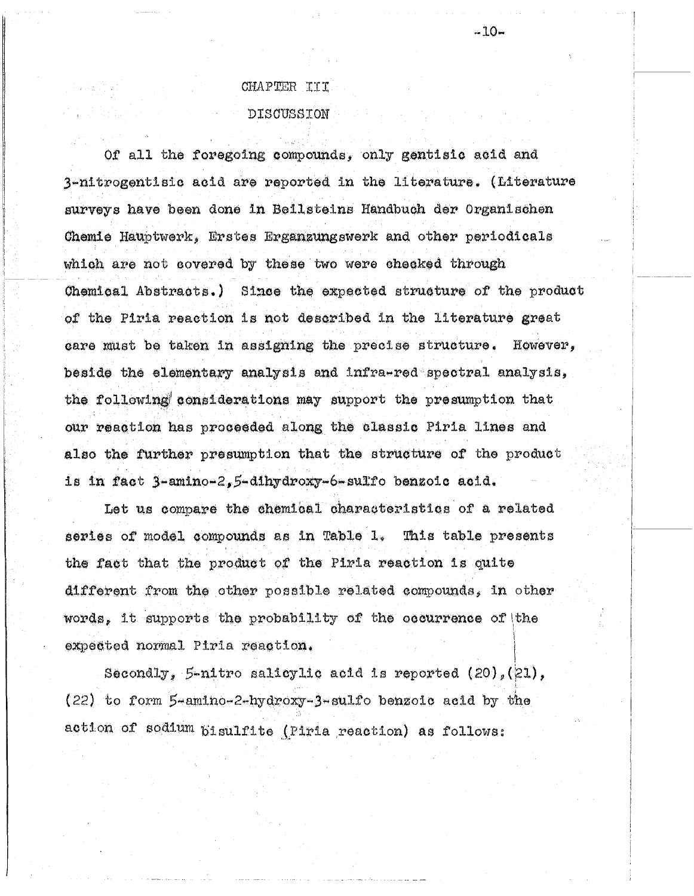# CHAPTER III

## DISCUSSION

Of all the foregoing compounds, only gentisic acid and 3-nitrogentisic acid are reported in the literature. (Literature surveys have been done in Beilsteins Handbuch der Organischen Chemie Hauptwerk, Erstes Erganzungswerk and other periodicals which are not covered by these two were checked through Chemical Abstracts.) Since the expected structure of the product of the Piria reaction is not described in the literature great care must be taken in assigning the precise structure. However, beside the elementary analysis and infra-red spectral analysis, the following considerations may support the presumption that our reaction has proceeded along the classic Piria lines and also the further presumption that the structure of the product is in fact 3-amino-2,5-dihydroxy-6-sulfo benzoic acid.

Let us compare the chemical characteristics of a related series of model compounds as in Table 1. This table presents the fact that the product of the Piria reaction is quite different from the other possible related compounds, in other words, it supports the probability of the occurrence of the expected normal Piria reaction.

Secondly, 5-nitro salicylic acid is reported (20),(21), (22) to form 5-amino-2-hydroxy-3-sulfo benzoic acid by the action of sodium bisulfite (Piria reaction) as follows: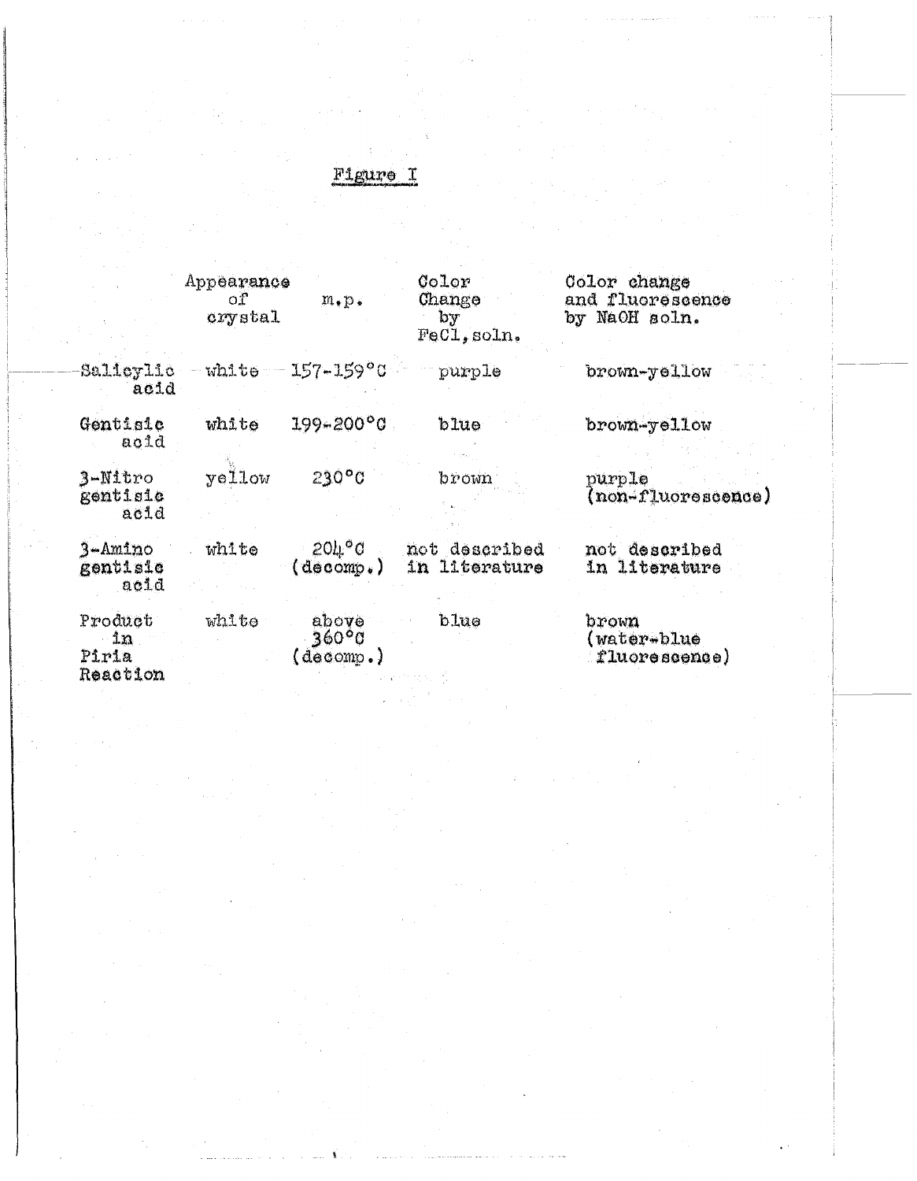Figure I

| | Appearance of crystal | m.p. | Color Change by $FeCl_3$ soln. | Color change and fluorescence by NaOH soln. |
|---|---|---|---|---|
| Salicylic acid | white | 157-159°C | purple | brown-yellow |
| Gentisic acid | white | 199-200°C | blue | brown-yellow |
| 3-Nitro gentisic acid | yellow | 230°C | brown | purple (non-fluorescence) |
| 3-Amino gentisic acid | white | 204°C (decomp.) | not described in literature | not described in literature |
| Product in Piria Reaction | white | above 360°C (decomp.) | blue | brown (water-blue fluorescence) |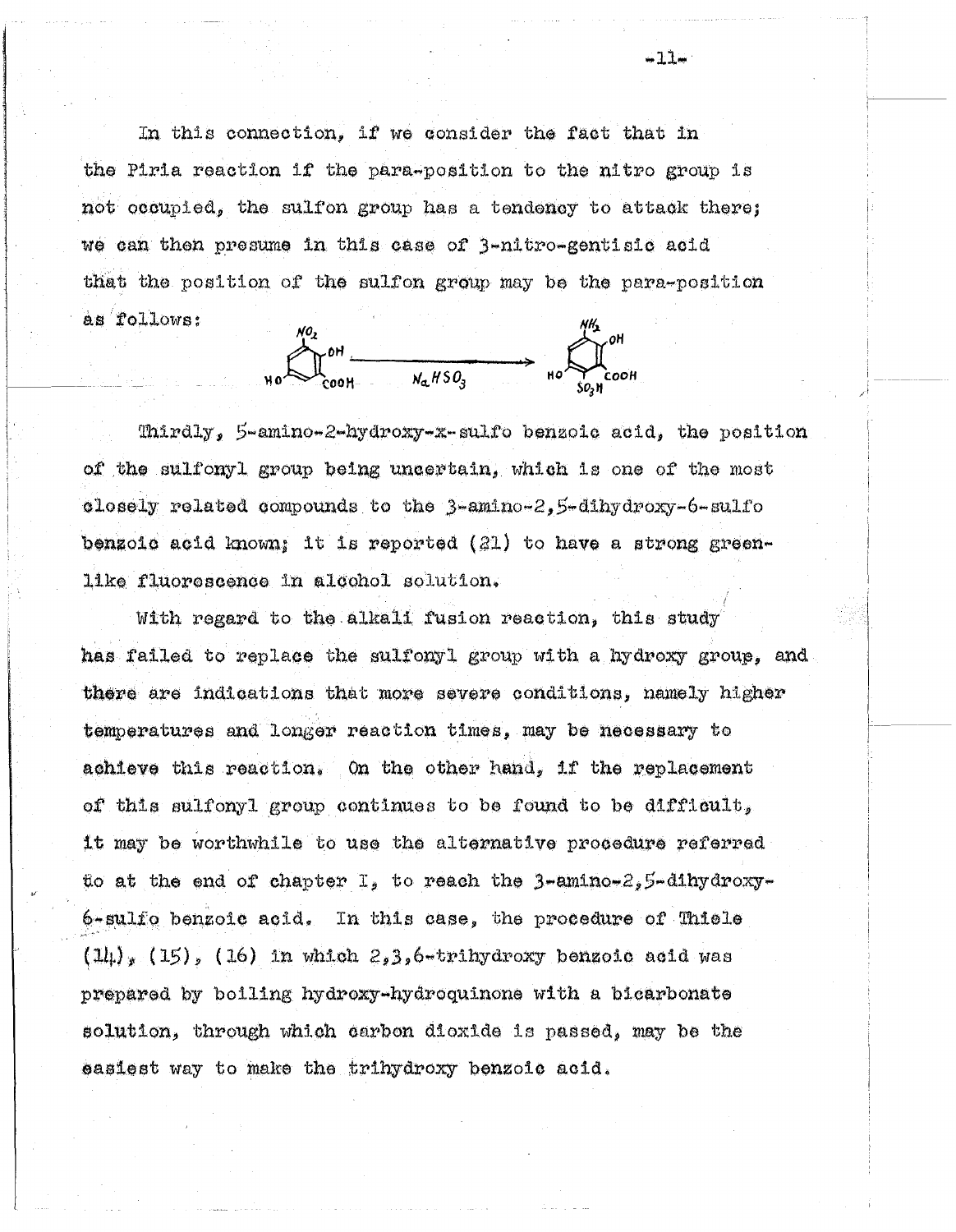In this connection, if we consider the fact that in the Piria reaction if the para-position to the nitro group is not occupied, the sulfon group has a tendency to attack there; we can then presume in this case of 3-nitro-gentisic acid that the position of the sulfon group may be the para-position as follows:

$$\text{3-nitro-gentisic acid} \xrightarrow{NaHSO_3} \text{(}NH_2\text{, }OH\text{, }COOH\text{, }HO\text{, }SO_3H\text{)}$$

Thirdly, 5-amino-2-hydroxy-x-sulfo benzoic acid, the position of the sulfonyl group being uncertain, which is one of the most closely related compounds to the 3-amino-2,5-dihydroxy-6-sulfo benzoic acid known; it is reported (21) to have a strong green-like fluorescence in alcohol solution.

With regard to the alkali fusion reaction, this study has failed to replace the sulfonyl group with a hydroxy group, and there are indications that more severe conditions, namely higher temperatures and longer reaction times, may be necessary to achieve this reaction. On the other hand, if the replacement of this sulfonyl group continues to be found to be difficult, it may be worthwhile to use the alternative procedure referred to at the end of chapter I, to reach the 3-amino-2,5-dihydroxy-6-sulfo benzoic acid. In this case, the procedure of Thiele (14), (15), (16) in which 2,3,6-trihydroxy benzoic acid was prepared by boiling hydroxy-hydroquinone with a bicarbonate solution, through which carbon dioxide is passed, may be the easiest way to make the trihydroxy benzoic acid.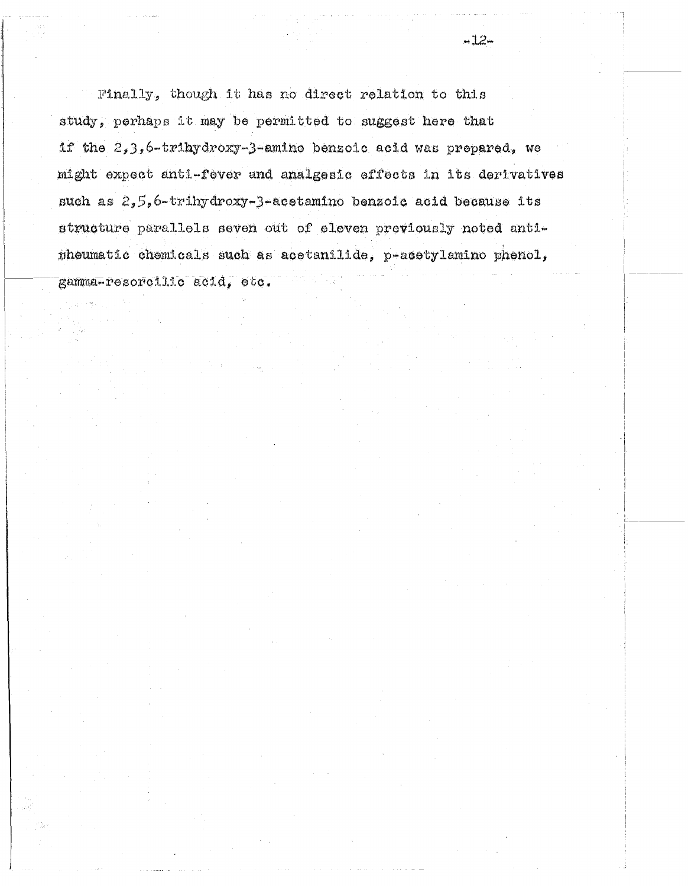Finally, though it has no direct relation to this study, perhaps it may be permitted to suggest here that if the 2,3,6-trihydroxy-3-amino benzoic acid was prepared, we might expect anti-fever and analgesic effects in its derivatives such as 2,5,6-trihydroxy-3-acetamino benzoic acid because its structure parallels seven out of eleven previously noted anti-rheumatic chemicals such as acetanilide, p-acetylamino phenol, gamma-resorcilic acid, etc.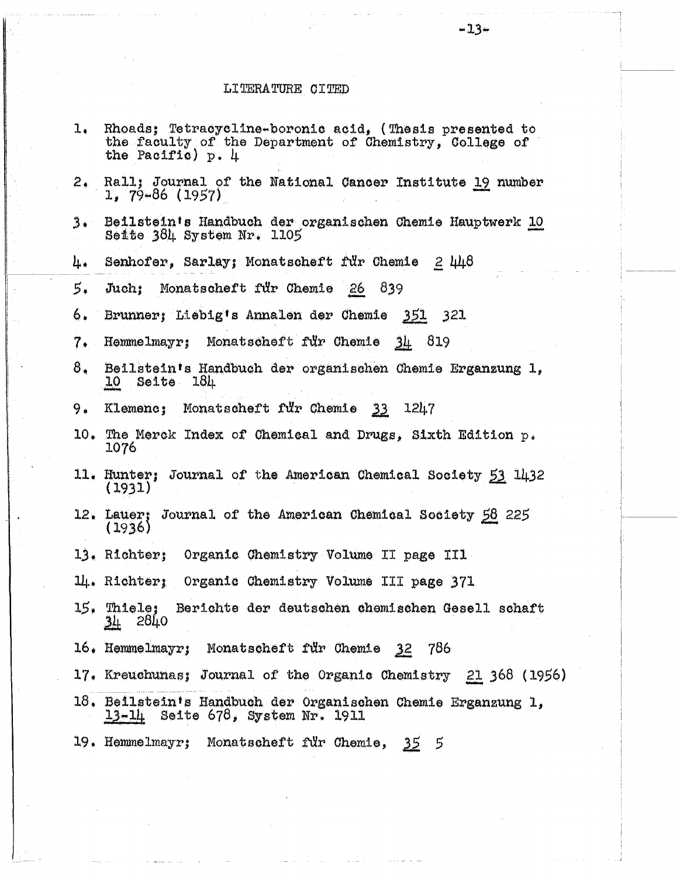## LITERATURE CITED

1. Rhoads; Tetracycline-boronic acid, (Thesis presented to the faculty of the Department of Chemistry, College of the Pacific) p. 4
2. Rall; Journal of the National Cancer Institute 19 number 1, 79-86 (1957)
3. Beilstein's Handbuch der organischen Chemie Hauptwerk 10 Seite 384 System Nr. 1105
4. Senhofer, Sarlay; Monatscheft für Chemie 2 448
5. Juch; Monatscheft für Chemie 26 839
6. Brunner; Liebig's Annalen der Chemie 351 321
7. Hemmelmayr; Monatscheft für Chemie 34 819
8. Beilstein's Handbuch der organischen Chemie Erganzung 1, 10 Seite 184
9. Klemenc; Monatscheft für Chemie 33 1247
10. The Merck Index of Chemical and Drugs, Sixth Edition p. 1076
11. Hunter; Journal of the American Chemical Society 53 1432 (1931)
12. Lauer; Journal of the American Chemical Society 58 225 (1936)
13. Richter; Organic Chemistry Volume II page III
14. Richter; Organic Chemistry Volume III page 371
15. Thiele; Berichte der deutschen chemischen Gesell schaft 34 2840
16. Hemmelmayr; Monatscheft für Chemie 32 786
17. Kreuchunas; Journal of the Organic Chemistry 21 368 (1956)
18. Beilstein's Handbuch der Organischen Chemie Erganzung 1, 13-14 Seite 678, System Nr. 1911
19. Hemmelmayr; Monatscheft für Chemie, 35 5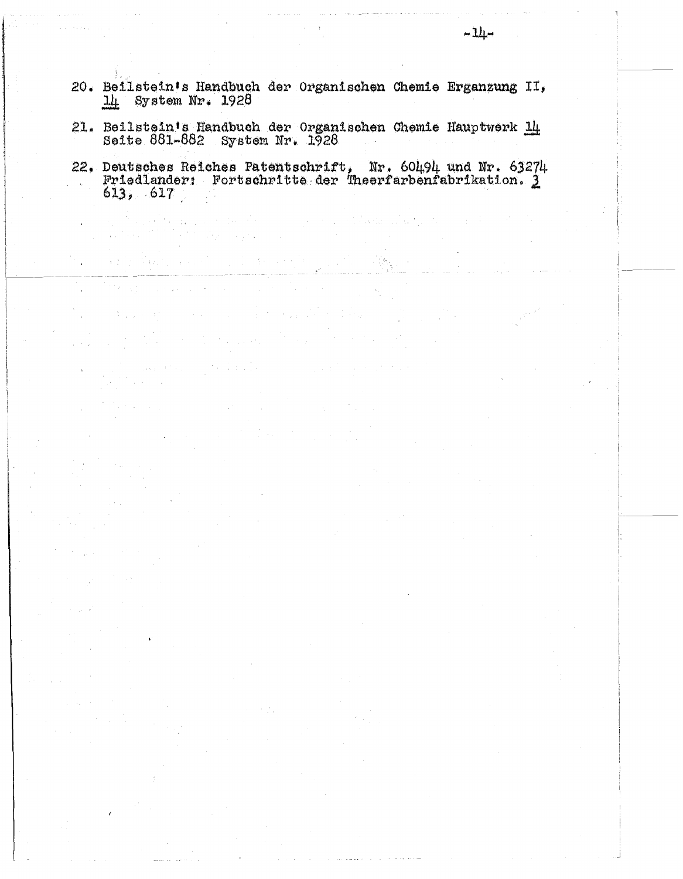20. Beilstein's Handbuch der Organischen Chemie Erganzung II, 14 System Nr. 1928

21. Beilstein's Handbuch der Organischen Chemie Hauptwerk 14 Seite 881-882 System Nr. 1928

22. Deutsches Reiches Patentschrift, Nr. 60494 und Nr. 63274 Friedlander: Fortschritte der Theerfarbenfabrikation. 3 613, 617